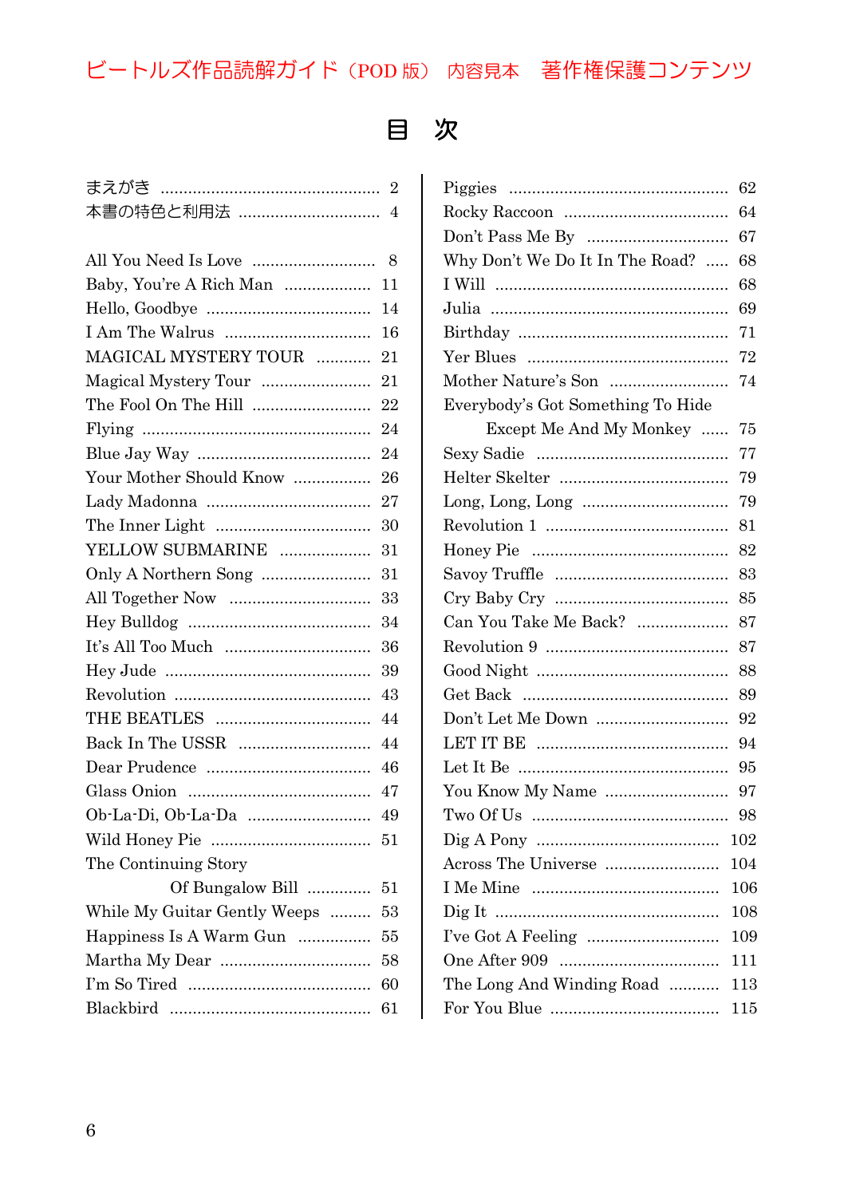ビートルズ作品読解ガイド（POD 版） 内容見本 著作権保護コンテンツ

# 目　次

まえがき ........................................ 2
本書の特色と利用法 ........................ 4

All You Need Is Love ........................ 8
Baby, You're A Rich Man .................. 11
Hello, Goodbye .................................. 14
I Am The Walrus ............................... 16
MAGICAL MYSTERY TOUR ............ 21
Magical Mystery Tour ....................... 21
The Fool On The Hill ........................ 22
Flying ................................................ 24
Blue Jay Way ..................................... 24
Your Mother Should Know ................ 26
Lady Madonna ................................... 27
The Inner Light ................................. 30
YELLOW SUBMARINE .................... 31
Only A Northern Song ....................... 31
All Together Now .............................. 33
Hey Bulldog ....................................... 34
It's All Too Much ............................... 36
Hey Jude ............................................ 39
Revolution .......................................... 43
THE BEATLES ................................... 44
Back In The USSR ............................. 44
Dear Prudence ................................... 46
Glass Onion ....................................... 47
Ob-La-Di, Ob-La-Da .......................... 49
Wild Honey Pie .................................. 51
The Continuing Story
　　Of Bungalow Bill .............. 51
While My Guitar Gently Weeps ......... 53
Happiness Is A Warm Gun ................ 55
Martha My Dear ................................ 58
I'm So Tired ....................................... 60
Blackbird ........................................... 61
Piggies ............................................... 62
Rocky Raccoon ................................... 64
Don't Pass Me By ............................... 67
Why Don't We Do It In The Road? ..... 68
I Will ................................................. 68
Julia .................................................. 69
Birthday ............................................ 71
Yer Blues ........................................... 72
Mother Nature's Son ......................... 74
Everybody's Got Something To Hide
　　Except Me And My Monkey ...... 75
Sexy Sadie ......................................... 77
Helter Skelter .................................... 79
Long, Long, Long ............................... 79
Revolution 1 ....................................... 81
Honey Pie .......................................... 82
Savoy Truffle ..................................... 83
Cry Baby Cry ..................................... 85
Can You Take Me Back? ................... 87
Revolution 9 ....................................... 87
Good Night ......................................... 88
Get Back ............................................ 89
Don't Let Me Down ............................ 92
LET IT BE ......................................... 94
Let It Be ............................................. 95
You Know My Name .......................... 97
Two Of Us .......................................... 98
Dig A Pony ........................................ 102
Across The Universe ........................ 104
I Me Mine ......................................... 106
Dig It ................................................ 108
I've Got A Feeling ............................ 109
One After 909 ................................... 111
The Long And Winding Road .......... 113
For You Blue ..................................... 115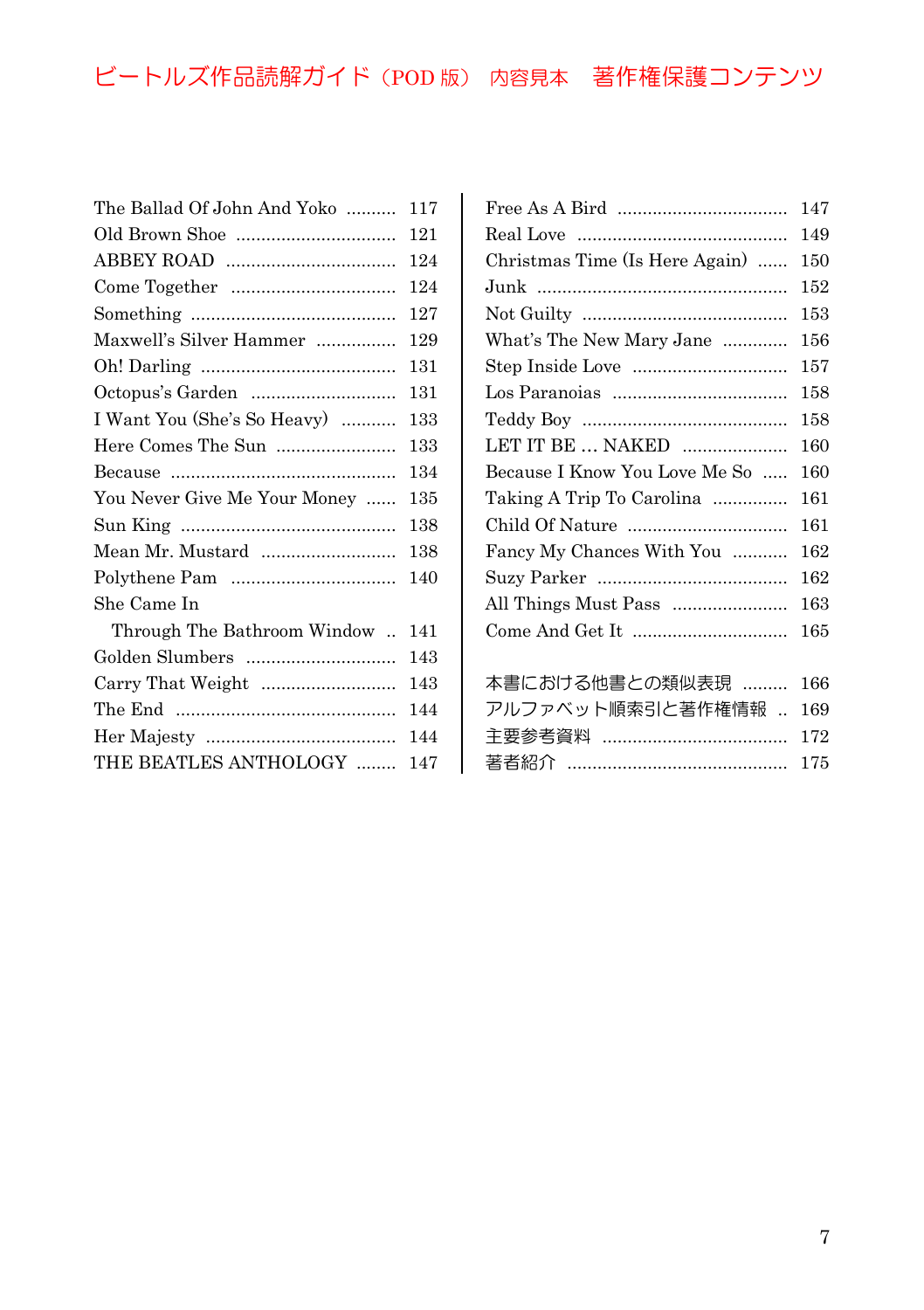| | |
|---|---|
| The Ballad Of John And Yoko | 117 |
| Old Brown Shoe | 121 |
| ABBEY ROAD | 124 |
| Come Together | 124 |
| Something | 127 |
| Maxwell's Silver Hammer | 129 |
| Oh! Darling | 131 |
| Octopus's Garden | 131 |
| I Want You (She's So Heavy) | 133 |
| Here Comes The Sun | 133 |
| Because | 134 |
| You Never Give Me Your Money | 135 |
| Sun King | 138 |
| Mean Mr. Mustard | 138 |
| Polythene Pam | 140 |
| She Came In Through The Bathroom Window | 141 |
| Golden Slumbers | 143 |
| Carry That Weight | 143 |
| The End | 144 |
| Her Majesty | 144 |
| THE BEATLES ANTHOLOGY | 147 |
| Free As A Bird | 147 |
| Real Love | 149 |
| Christmas Time (Is Here Again) | 150 |
| Junk | 152 |
| Not Guilty | 153 |
| What's The New Mary Jane | 156 |
| Step Inside Love | 157 |
| Los Paranoias | 158 |
| Teddy Boy | 158 |
| LET IT BE … NAKED | 160 |
| Because I Know You Love Me So | 160 |
| Taking A Trip To Carolina | 161 |
| Child Of Nature | 161 |
| Fancy My Chances With You | 162 |
| Suzy Parker | 162 |
| All Things Must Pass | 163 |
| Come And Get It | 165 |
| 本書における他書との類似表現 | 166 |
| アルファベット順索引と著作権情報 | 169 |
| 主要参考資料 | 172 |
| 著者紹介 | 175 |